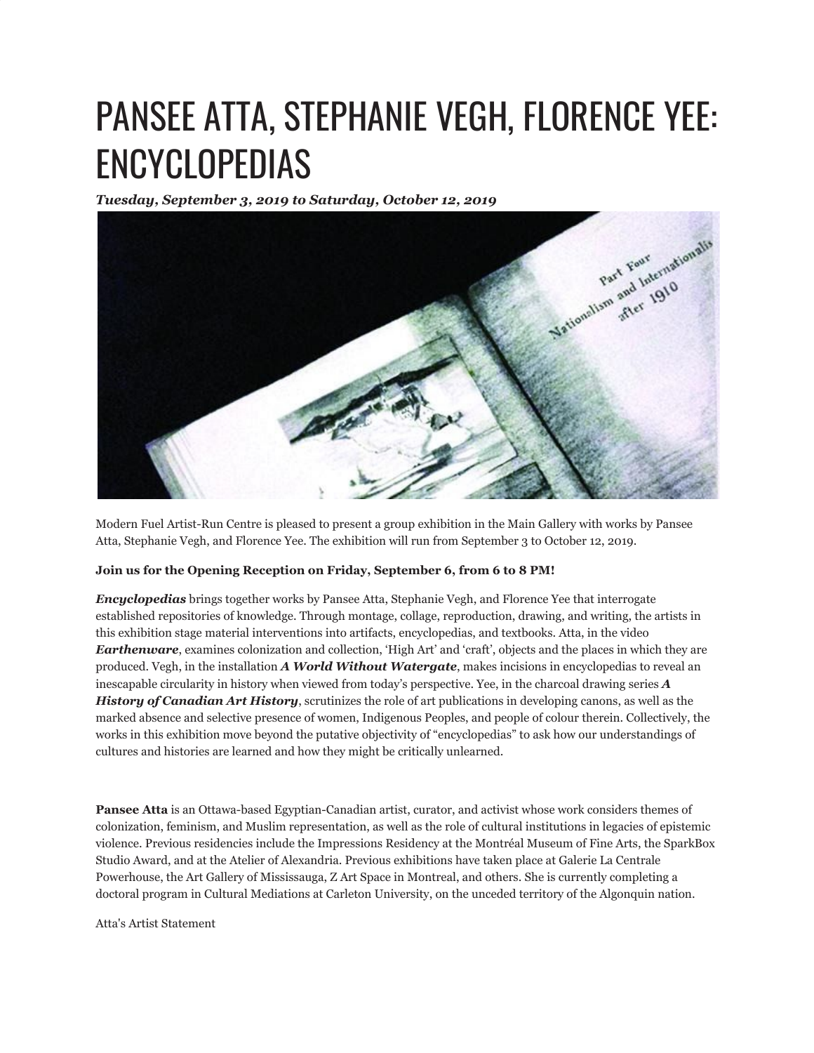# PANSEE ATTA, STEPHANIE VEGH, FLORENCE YEE: ENCYCLOPEDIAS

***Tuesday, September 3, 2019 to Saturday, October 12, 2019***

Modern Fuel Artist-Run Centre is pleased to present a group exhibition in the Main Gallery with works by Pansee Atta, Stephanie Vegh, and Florence Yee. The exhibition will run from September 3 to October 12, 2019.

**Join us for the Opening Reception on Friday, September 6, from 6 to 8 PM!**

***Encyclopedias*** brings together works by Pansee Atta, Stephanie Vegh, and Florence Yee that interrogate established repositories of knowledge. Through montage, collage, reproduction, drawing, and writing, the artists in this exhibition stage material interventions into artifacts, encyclopedias, and textbooks. Atta, in the video ***Earthenware***, examines colonization and collection, 'High Art' and 'craft', objects and the places in which they are produced. Vegh, in the installation ***A World Without Watergate***, makes incisions in encyclopedias to reveal an inescapable circularity in history when viewed from today's perspective. Yee, in the charcoal drawing series ***A History of Canadian Art History***, scrutinizes the role of art publications in developing canons, as well as the marked absence and selective presence of women, Indigenous Peoples, and people of colour therein. Collectively, the works in this exhibition move beyond the putative objectivity of "encyclopedias" to ask how our understandings of cultures and histories are learned and how they might be critically unlearned.

**Pansee Atta** is an Ottawa-based Egyptian-Canadian artist, curator, and activist whose work considers themes of colonization, feminism, and Muslim representation, as well as the role of cultural institutions in legacies of epistemic violence. Previous residencies include the Impressions Residency at the Montréal Museum of Fine Arts, the SparkBox Studio Award, and at the Atelier of Alexandria. Previous exhibitions have taken place at Galerie La Centrale Powerhouse, the Art Gallery of Mississauga, Z Art Space in Montreal, and others. She is currently completing a doctoral program in Cultural Mediations at Carleton University, on the unceded territory of the Algonquin nation.

Atta's Artist Statement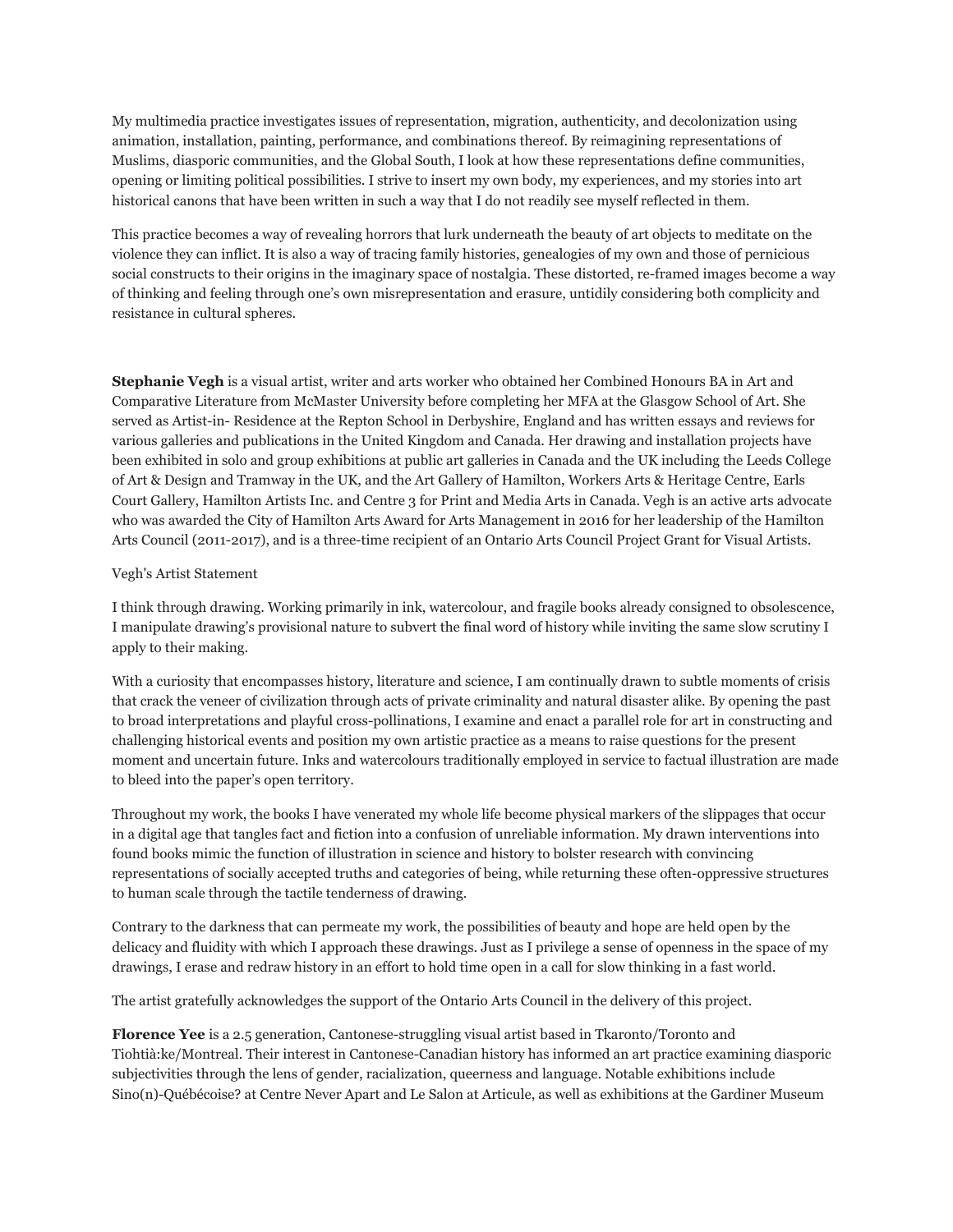My multimedia practice investigates issues of representation, migration, authenticity, and decolonization using animation, installation, painting, performance, and combinations thereof. By reimagining representations of Muslims, diasporic communities, and the Global South, I look at how these representations define communities, opening or limiting political possibilities. I strive to insert my own body, my experiences, and my stories into art historical canons that have been written in such a way that I do not readily see myself reflected in them.

This practice becomes a way of revealing horrors that lurk underneath the beauty of art objects to meditate on the violence they can inflict. It is also a way of tracing family histories, genealogies of my own and those of pernicious social constructs to their origins in the imaginary space of nostalgia. These distorted, re-framed images become a way of thinking and feeling through one's own misrepresentation and erasure, untidily considering both complicity and resistance in cultural spheres.

**Stephanie Vegh** is a visual artist, writer and arts worker who obtained her Combined Honours BA in Art and Comparative Literature from McMaster University before completing her MFA at the Glasgow School of Art. She served as Artist-in- Residence at the Repton School in Derbyshire, England and has written essays and reviews for various galleries and publications in the United Kingdom and Canada. Her drawing and installation projects have been exhibited in solo and group exhibitions at public art galleries in Canada and the UK including the Leeds College of Art & Design and Tramway in the UK, and the Art Gallery of Hamilton, Workers Arts & Heritage Centre, Earls Court Gallery, Hamilton Artists Inc. and Centre 3 for Print and Media Arts in Canada. Vegh is an active arts advocate who was awarded the City of Hamilton Arts Award for Arts Management in 2016 for her leadership of the Hamilton Arts Council (2011-2017), and is a three-time recipient of an Ontario Arts Council Project Grant for Visual Artists.

Vegh's Artist Statement

I think through drawing. Working primarily in ink, watercolour, and fragile books already consigned to obsolescence, I manipulate drawing's provisional nature to subvert the final word of history while inviting the same slow scrutiny I apply to their making.

With a curiosity that encompasses history, literature and science, I am continually drawn to subtle moments of crisis that crack the veneer of civilization through acts of private criminality and natural disaster alike. By opening the past to broad interpretations and playful cross-pollinations, I examine and enact a parallel role for art in constructing and challenging historical events and position my own artistic practice as a means to raise questions for the present moment and uncertain future. Inks and watercolours traditionally employed in service to factual illustration are made to bleed into the paper's open territory.

Throughout my work, the books I have venerated my whole life become physical markers of the slippages that occur in a digital age that tangles fact and fiction into a confusion of unreliable information. My drawn interventions into found books mimic the function of illustration in science and history to bolster research with convincing representations of socially accepted truths and categories of being, while returning these often-oppressive structures to human scale through the tactile tenderness of drawing.

Contrary to the darkness that can permeate my work, the possibilities of beauty and hope are held open by the delicacy and fluidity with which I approach these drawings. Just as I privilege a sense of openness in the space of my drawings, I erase and redraw history in an effort to hold time open in a call for slow thinking in a fast world.

The artist gratefully acknowledges the support of the Ontario Arts Council in the delivery of this project.

**Florence Yee** is a 2.5 generation, Cantonese-struggling visual artist based in Tkaronto/Toronto and Tiohtià:ke/Montreal. Their interest in Cantonese-Canadian history has informed an art practice examining diasporic subjectivities through the lens of gender, racialization, queerness and language. Notable exhibitions include Sino(n)-Québécoise? at Centre Never Apart and Le Salon at Articule, as well as exhibitions at the Gardiner Museum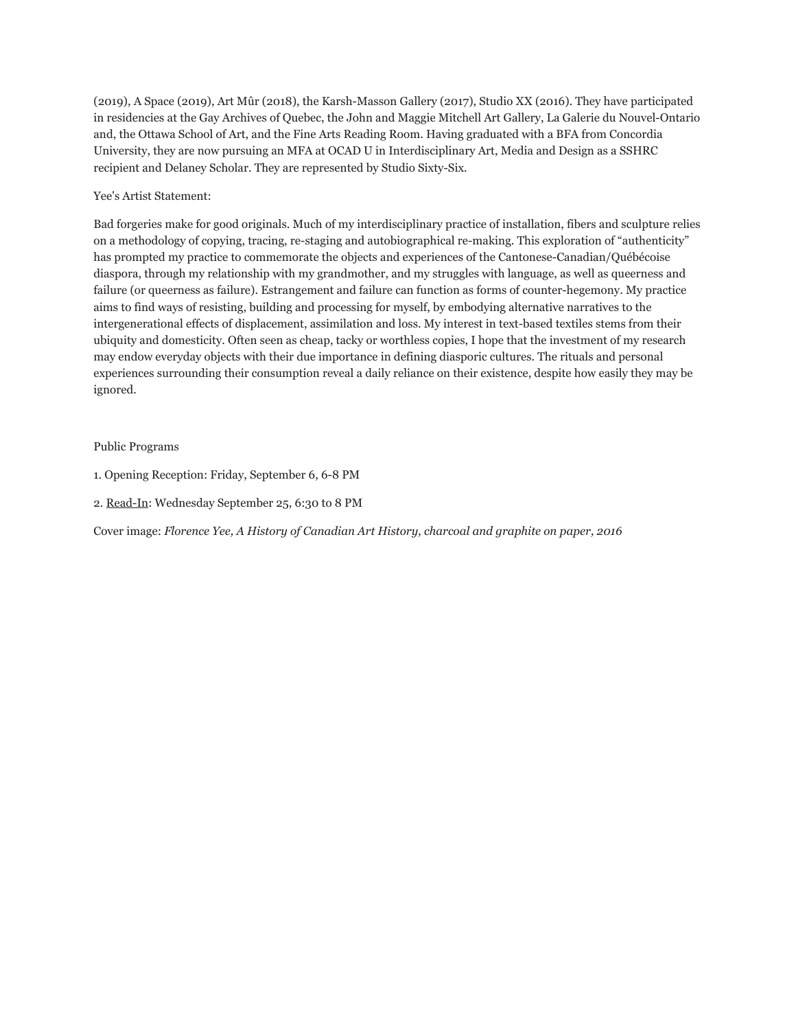(2019), A Space (2019), Art Mûr (2018), the Karsh-Masson Gallery (2017), Studio XX (2016). They have participated in residencies at the Gay Archives of Quebec, the John and Maggie Mitchell Art Gallery, La Galerie du Nouvel-Ontario and, the Ottawa School of Art, and the Fine Arts Reading Room. Having graduated with a BFA from Concordia University, they are now pursuing an MFA at OCAD U in Interdisciplinary Art, Media and Design as a SSHRC recipient and Delaney Scholar. They are represented by Studio Sixty-Six.

Yee's Artist Statement:

Bad forgeries make for good originals. Much of my interdisciplinary practice of installation, fibers and sculpture relies on a methodology of copying, tracing, re-staging and autobiographical re-making. This exploration of "authenticity" has prompted my practice to commemorate the objects and experiences of the Cantonese-Canadian/Québécoise diaspora, through my relationship with my grandmother, and my struggles with language, as well as queerness and failure (or queerness as failure). Estrangement and failure can function as forms of counter-hegemony. My practice aims to find ways of resisting, building and processing for myself, by embodying alternative narratives to the intergenerational effects of displacement, assimilation and loss. My interest in text-based textiles stems from their ubiquity and domesticity. Often seen as cheap, tacky or worthless copies, I hope that the investment of my research may endow everyday objects with their due importance in defining diasporic cultures. The rituals and personal experiences surrounding their consumption reveal a daily reliance on their existence, despite how easily they may be ignored.

Public Programs

1. Opening Reception: Friday, September 6, 6-8 PM

2. Read-In: Wednesday September 25, 6:30 to 8 PM

Cover image: *Florence Yee, A History of Canadian Art History, charcoal and graphite on paper, 2016*